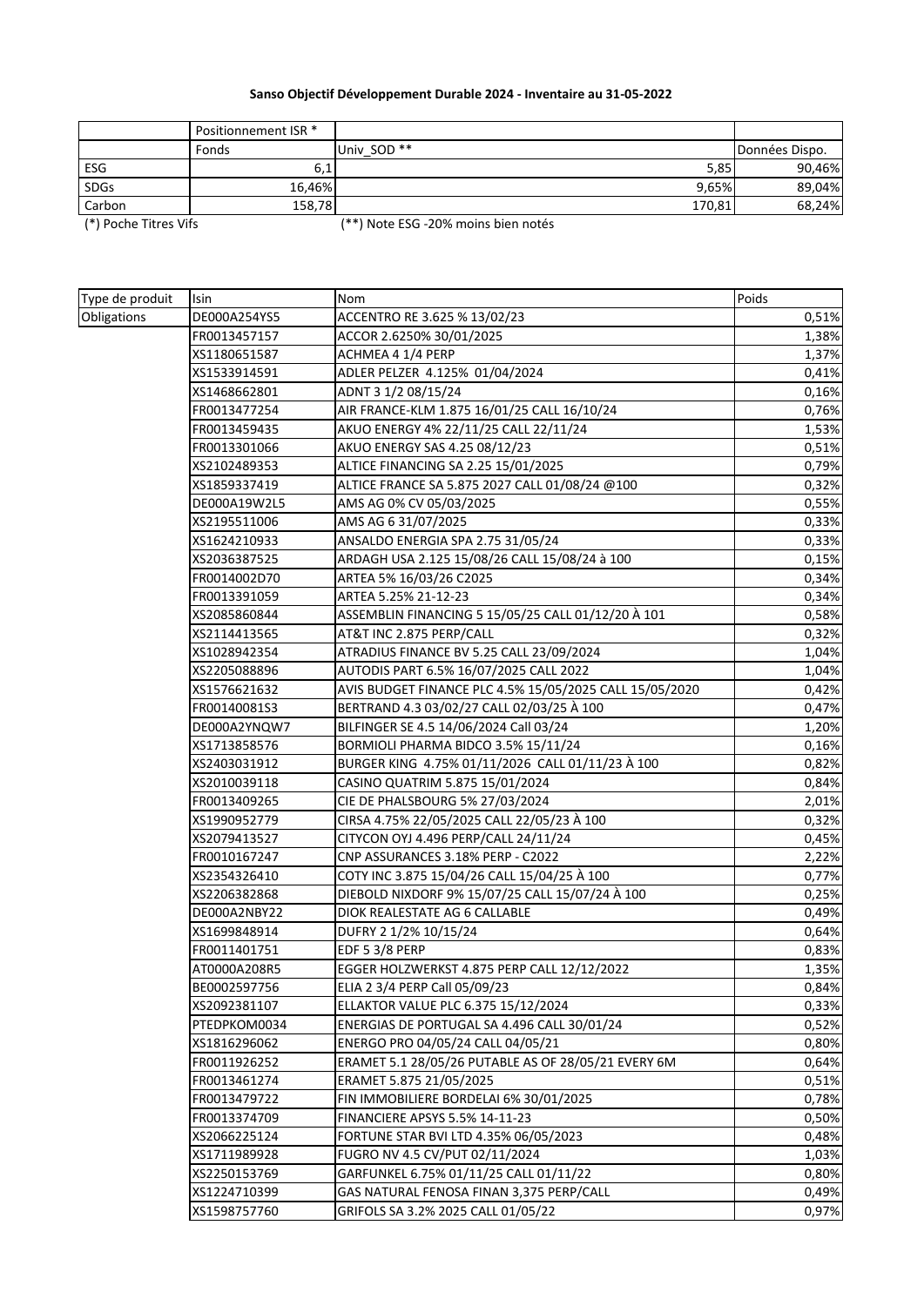**Sanso Objectif Développement Durable 2024 - Inventaire au 31-05-2022**

| | Positionnement ISR * | | |
|---|---|---|---|
| | Fonds | Univ_SOD ** | Données Dispo. |
| ESG | 6,1 | 5,85 | 90,46% |
| SDGs | 16,46% | 9,65% | 89,04% |
| Carbon | 158,78 | 170,81 | 68,24% |

(*) Poche Titres Vifs (**) Note ESG -20% moins bien notés

| Type de produit | Isin | Nom | Poids |
|---|---|---|---|
| Obligations | DE000A254YS5 | ACCENTRO RE 3.625 % 13/02/23 | 0,51% |
| | FR0013457157 | ACCOR 2.6250% 30/01/2025 | 1,38% |
| | XS1180651587 | ACHMEA 4 1/4 PERP | 1,37% |
| | XS1533914591 | ADLER PELZER 4.125% 01/04/2024 | 0,41% |
| | XS1468662801 | ADNT 3 1/2 08/15/24 | 0,16% |
| | FR0013477254 | AIR FRANCE-KLM 1.875 16/01/25 CALL 16/10/24 | 0,76% |
| | FR0013459435 | AKUO ENERGY 4% 22/11/25 CALL 22/11/24 | 1,53% |
| | FR0013301066 | AKUO ENERGY SAS 4.25 08/12/23 | 0,51% |
| | XS2102489353 | ALTICE FINANCING SA 2.25 15/01/2025 | 0,79% |
| | XS1859337419 | ALTICE FRANCE SA 5.875 2027 CALL 01/08/24 @100 | 0,32% |
| | DE000A19W2L5 | AMS AG 0% CV 05/03/2025 | 0,55% |
| | XS2195511006 | AMS AG 6 31/07/2025 | 0,33% |
| | XS1624210933 | ANSALDO ENERGIA SPA 2.75 31/05/24 | 0,33% |
| | XS2036387525 | ARDAGH USA 2.125 15/08/26 CALL 15/08/24 à 100 | 0,15% |
| | FR0014002D70 | ARTEA 5% 16/03/26 C2025 | 0,34% |
| | FR0013391059 | ARTEA 5.25% 21-12-23 | 0,34% |
| | XS2085860844 | ASSEMBLIN FINANCING 5 15/05/25 CALL 01/12/20 À 101 | 0,58% |
| | XS2114413565 | AT&T INC 2.875 PERP/CALL | 0,32% |
| | XS1028942354 | ATRADIUS FINANCE BV 5.25 CALL 23/09/2024 | 1,04% |
| | XS2205088896 | AUTODIS PART 6.5% 16/07/2025 CALL 2022 | 1,04% |
| | XS1576621632 | AVIS BUDGET FINANCE PLC 4.5% 15/05/2025 CALL 15/05/2020 | 0,42% |
| | FR00140081S3 | BERTRAND 4.3 03/02/27 CALL 02/03/25 À 100 | 0,47% |
| | DE000A2YNQW7 | BILFINGER SE 4.5 14/06/2024 Call 03/24 | 1,20% |
| | XS1713858576 | BORMIOLI PHARMA BIDCO 3.5% 15/11/24 | 0,16% |
| | XS2403031912 | BURGER KING 4.75% 01/11/2026 CALL 01/11/23 À 100 | 0,82% |
| | XS2010039118 | CASINO QUATRIM 5.875 15/01/2024 | 0,84% |
| | FR0013409265 | CIE DE PHALSBOURG 5% 27/03/2024 | 2,01% |
| | XS1990952779 | CIRSA 4.75% 22/05/2025 CALL 22/05/23 À 100 | 0,32% |
| | XS2079413527 | CITYCON OYJ 4.496 PERP/CALL 24/11/24 | 0,45% |
| | FR0010167247 | CNP ASSURANCES 3.18% PERP - C2022 | 2,22% |
| | XS2354326410 | COTY INC 3.875 15/04/26 CALL 15/04/25 À 100 | 0,77% |
| | XS2206382868 | DIEBOLD NIXDORF 9% 15/07/25 CALL 15/07/24 À 100 | 0,25% |
| | DE000A2NBY22 | DIOK REALESTATE AG 6 CALLABLE | 0,49% |
| | XS1699848914 | DUFRY 2 1/2% 10/15/24 | 0,64% |
| | FR0011401751 | EDF 5 3/8 PERP | 0,83% |
| | AT0000A208R5 | EGGER HOLZWERKST 4.875 PERP CALL 12/12/2022 | 1,35% |
| | BE0002597756 | ELIA 2 3/4 PERP Call 05/09/23 | 0,84% |
| | XS2092381107 | ELLAKTOR VALUE PLC 6.375 15/12/2024 | 0,33% |
| | PTEDPKOM0034 | ENERGIAS DE PORTUGAL SA 4.496 CALL 30/01/24 | 0,52% |
| | XS1816296062 | ENERGO PRO 04/05/24 CALL 04/05/21 | 0,80% |
| | FR0011926252 | ERAMET 5.1 28/05/26 PUTABLE AS OF 28/05/21 EVERY 6M | 0,64% |
| | FR0013461274 | ERAMET 5.875 21/05/2025 | 0,51% |
| | FR0013479722 | FIN IMMOBILIERE BORDELAI 6% 30/01/2025 | 0,78% |
| | FR0013374709 | FINANCIERE APSYS 5.5% 14-11-23 | 0,50% |
| | XS2066225124 | FORTUNE STAR BVI LTD 4.35% 06/05/2023 | 0,48% |
| | XS1711989928 | FUGRO NV 4.5 CV/PUT 02/11/2024 | 1,03% |
| | XS2250153769 | GARFUNKEL 6.75% 01/11/25 CALL 01/11/22 | 0,80% |
| | XS1224710399 | GAS NATURAL FENOSA FINAN 3,375 PERP/CALL | 0,49% |
| | XS1598757760 | GRIFOLS SA 3.2% 2025 CALL 01/05/22 | 0,97% |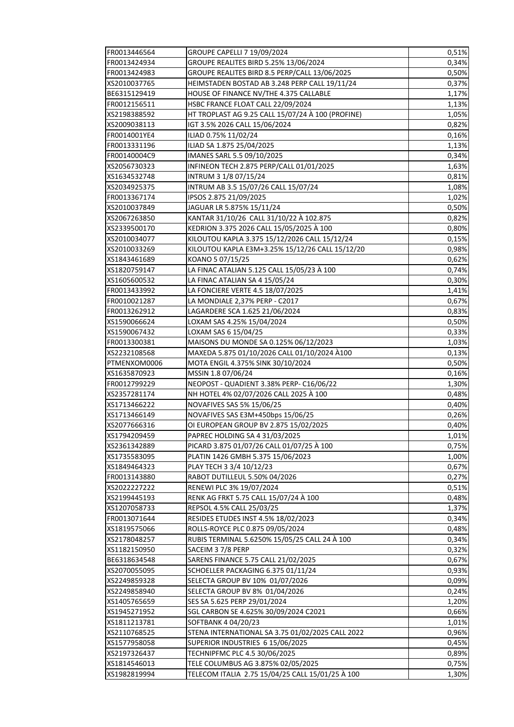| | | |
|---|---|---|
| FR0013446564 | GROUPE CAPELLI 7 19/09/2024 | 0,51% |
| FR0013424934 | GROUPE REALITES BIRD 5.25% 13/06/2024 | 0,34% |
| FR0013424983 | GROUPE REALITES BIRD 8.5 PERP/CALL 13/06/2025 | 0,50% |
| XS2010037765 | HEIMSTADEN BOSTAD AB 3.248 PERP CALL 19/11/24 | 0,37% |
| BE6315129419 | HOUSE OF FINANCE NV/THE 4.375 CALLABLE | 1,17% |
| FR0012156511 | HSBC FRANCE FLOAT CALL 22/09/2024 | 1,13% |
| XS2198388592 | HT TROPLAST AG 9.25 CALL 15/07/24 À 100 (PROFINE) | 1,05% |
| XS2009038113 | IGT 3.5% 2026 CALL 15/06/2024 | 0,82% |
| FR0014001YE4 | ILIAD 0.75% 11/02/24 | 0,16% |
| FR0013331196 | ILIAD SA 1.875 25/04/2025 | 1,13% |
| FR00140004C9 | IMANES SARL 5.5 09/10/2025 | 0,34% |
| XS2056730323 | INFINEON TECH 2.875 PERP/CALL 01/01/2025 | 1,63% |
| XS1634532748 | INTRUM 3 1/8 07/15/24 | 0,81% |
| XS2034925375 | INTRUM AB 3.5 15/07/26 CALL 15/07/24 | 1,08% |
| FR0013367174 | IPSOS 2.875 21/09/2025 | 1,02% |
| XS2010037849 | JAGUAR LR 5.875% 15/11/24 | 0,50% |
| XS2067263850 | KANTAR 31/10/26 CALL 31/10/22 À 102.875 | 0,82% |
| XS2339500170 | KEDRION 3.375 2026 CALL 15/05/2025 À 100 | 0,80% |
| XS2010034077 | KILOUTOU KAPLA 3.375 15/12/2026 CALL 15/12/24 | 0,15% |
| XS2010033269 | KILOUTOU KAPLA E3M+3.25% 15/12/26 CALL 15/12/20 | 0,98% |
| XS1843461689 | KOANO 5 07/15/25 | 0,62% |
| XS1820759147 | LA FINAC ATALIAN 5.125 CALL 15/05/23 À 100 | 0,74% |
| XS1605600532 | LA FINAC ATALIAN SA 4 15/05/24 | 0,30% |
| FR0013433992 | LA FONCIERE VERTE 4.5 18/07/2025 | 1,41% |
| FR0010021287 | LA MONDIALE 2,37% PERP - C2017 | 0,67% |
| FR0013262912 | LAGARDERE SCA 1.625 21/06/2024 | 0,83% |
| XS1590066624 | LOXAM SAS 4.25% 15/04/2024 | 0,50% |
| XS1590067432 | LOXAM SAS 6 15/04/25 | 0,33% |
| FR0013300381 | MAISONS DU MONDE SA 0.125% 06/12/2023 | 1,03% |
| XS2232108568 | MAXEDA 5.875 01/10/2026 CALL 01/10/2024 À100 | 0,13% |
| PTMENXOM0006 | MOTA ENGIL 4.375% SINK 30/10/2024 | 0,50% |
| XS1635870923 | MSSIN 1.8 07/06/24 | 0,16% |
| FR0012799229 | NEOPOST - QUADIENT 3.38% PERP- C16/06/22 | 1,30% |
| XS2357281174 | NH HOTEL 4% 02/07/2026 CALL 2025 À 100 | 0,48% |
| XS1713466222 | NOVAFIVES SAS 5% 15/06/25 | 0,40% |
| XS1713466149 | NOVAFIVES SAS E3M+450bps 15/06/25 | 0,26% |
| XS2077666316 | OI EUROPEAN GROUP BV 2.875 15/02/2025 | 0,40% |
| XS1794209459 | PAPREC HOLDING SA 4 31/03/2025 | 1,01% |
| XS2361342889 | PICARD 3.875 01/07/26 CALL 01/07/25 À 100 | 0,75% |
| XS1735583095 | PLATIN 1426 GMBH 5.375 15/06/2023 | 1,00% |
| XS1849464323 | PLAY TECH 3 3/4 10/12/23 | 0,67% |
| FR0013143880 | RABOT DUTILLEUL 5.50% 04/2026 | 0,27% |
| XS2022227222 | RENEWI PLC 3% 19/07/2024 | 0,51% |
| XS2199445193 | RENK AG FRKT 5.75 CALL 15/07/24 À 100 | 0,48% |
| XS1207058733 | REPSOL 4.5% CALL 25/03/25 | 1,37% |
| FR0013071644 | RESIDES ETUDES INST 4.5% 18/02/2023 | 0,34% |
| XS1819575066 | ROLLS-ROYCE PLC 0.875 09/05/2024 | 0,48% |
| XS2178048257 | RUBIS TERMINAL 5.6250% 15/05/25 CALL 24 À 100 | 0,34% |
| XS1182150950 | SACEIM 3 7/8 PERP | 0,32% |
| BE6318634548 | SARENS FINANCE 5.75 CALL 21/02/2025 | 0,67% |
| XS2070055095 | SCHOELLER PACKAGING 6.375 01/11/24 | 0,93% |
| XS2249859328 | SELECTA GROUP BV 10% 01/07/2026 | 0,09% |
| XS2249858940 | SELECTA GROUP BV 8% 01/04/2026 | 0,24% |
| XS1405765659 | SES SA 5.625 PERP 29/01/2024 | 1,20% |
| XS1945271952 | SGL CARBON SE 4.625% 30/09/2024 C2021 | 0,66% |
| XS1811213781 | SOFTBANK 4 04/20/23 | 1,01% |
| XS2110768525 | STENA INTERNATIONAL SA 3.75 01/02/2025 CALL 2022 | 0,96% |
| XS1577958058 | SUPERIOR INDUSTRIES 6 15/06/2025 | 0,45% |
| XS2197326437 | TECHNIPFMC PLC 4.5 30/06/2025 | 0,89% |
| XS1814546013 | TELE COLUMBUS AG 3.875% 02/05/2025 | 0,75% |
| XS1982819994 | TELECOM ITALIA 2.75 15/04/25 CALL 15/01/25 À 100 | 1,30% |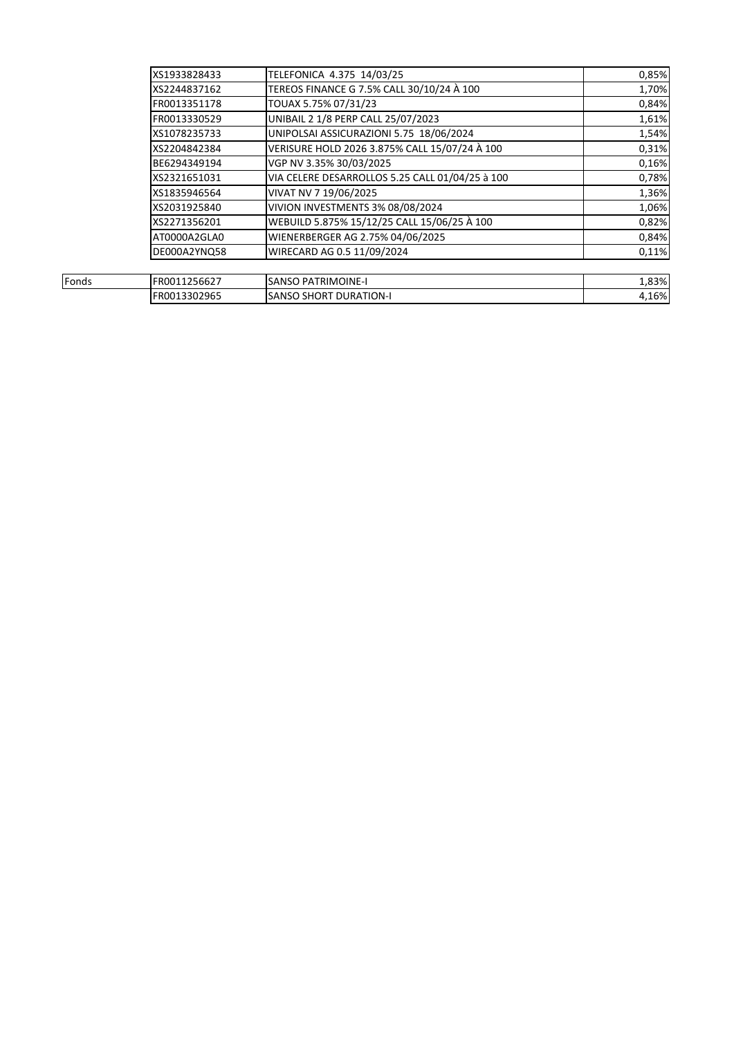| | | | |
|---|---|---|---|
| | XS1933828433 | TELEFONICA 4.375 14/03/25 | 0,85% |
| | XS2244837162 | TEREOS FINANCE G 7.5% CALL 30/10/24 À 100 | 1,70% |
| | FR0013351178 | TOUAX 5.75% 07/31/23 | 0,84% |
| | FR0013330529 | UNIBAIL 2 1/8 PERP CALL 25/07/2023 | 1,61% |
| | XS1078235733 | UNIPOLSAI ASSICURAZIONI 5.75 18/06/2024 | 1,54% |
| | XS2204842384 | VERISURE HOLD 2026 3.875% CALL 15/07/24 À 100 | 0,31% |
| | BE6294349194 | VGP NV 3.35% 30/03/2025 | 0,16% |
| | XS2321651031 | VIA CELERE DESARROLLOS 5.25 CALL 01/04/25 à 100 | 0,78% |
| | XS1835946564 | VIVAT NV 7 19/06/2025 | 1,36% |
| | XS2031925840 | VIVION INVESTMENTS 3% 08/08/2024 | 1,06% |
| | XS2271356201 | WEBUILD 5.875% 15/12/25 CALL 15/06/25 À 100 | 0,82% |
| | AT0000A2GLA0 | WIENERBERGER AG 2.75% 04/06/2025 | 0,84% |
| | DE000A2YNQ58 | WIRECARD AG 0.5 11/09/2024 | 0,11% |
| Fonds | FR0011256627 | SANSO PATRIMOINE-I | 1,83% |
| | FR0013302965 | SANSO SHORT DURATION-I | 4,16% |